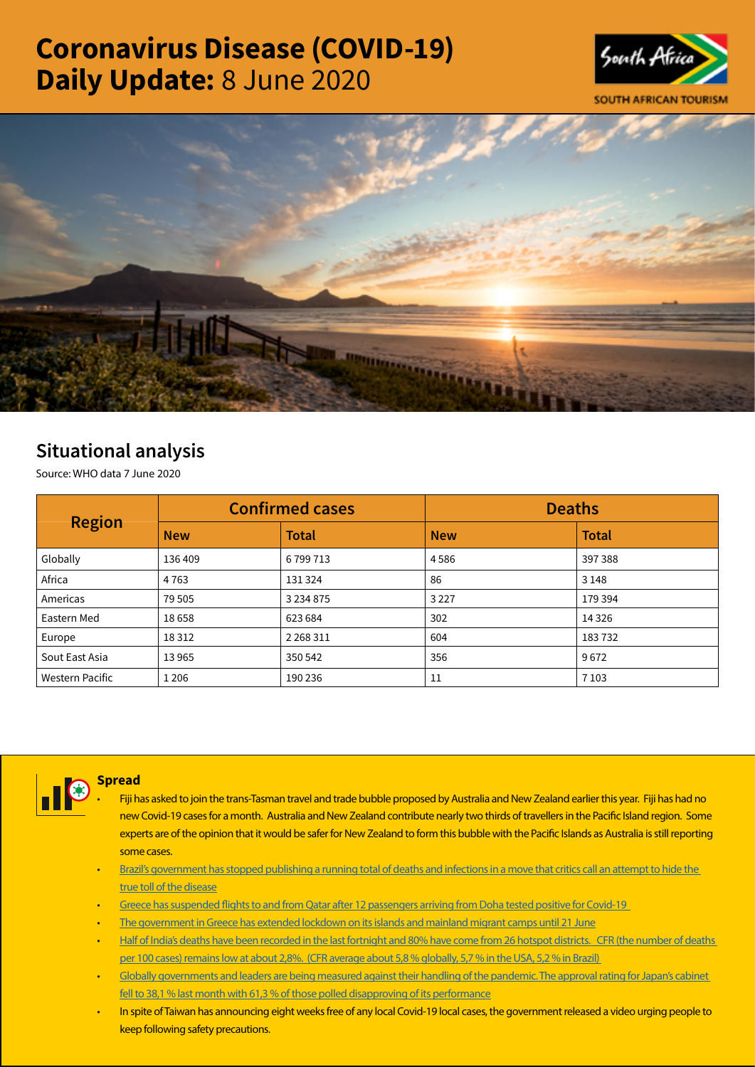# Coronavirus Disease (COVID-19) Daily Update: 8 June 2020

## Situational analysis

Source: WHO data 7 June 2020

| Region | Confirmed cases | | Deaths | |
|---|---|---|---|---|
| | New | Total | New | Total |
| Globally | 136 409 | 6 799 713 | 4 586 | 397 388 |
| Africa | 4 763 | 131 324 | 86 | 3 148 |
| Americas | 79 505 | 3 234 875 | 3 227 | 179 394 |
| Eastern Med | 18 658 | 623 684 | 302 | 14 326 |
| Europe | 18 312 | 2 268 311 | 604 | 183 732 |
| Sout East Asia | 13 965 | 350 542 | 356 | 9 672 |
| Western Pacific | 1 206 | 190 236 | 11 | 7 103 |

### Spread

- Fiji has asked to join the trans-Tasman travel and trade bubble proposed by Australia and New Zealand earlier this year. Fiji has had no new Covid-19 cases for a month. Australia and New Zealand contribute nearly two thirds of travellers in the Pacific Island region. Some experts are of the opinion that it would be safer for New Zealand to form this bubble with the Pacific Islands as Australia is still reporting some cases.
- Brazil's government has stopped publishing a running total of deaths and infections in a move that critics call an attempt to hide the true toll of the disease
- Greece has suspended flights to and from Qatar after 12 passengers arriving from Doha tested positive for Covid-19
- The government in Greece has extended lockdown on its islands and mainland migrant camps until 21 June
- Half of India's deaths have been recorded in the last fortnight and 80% have come from 26 hotspot districts. CFR (the number of deaths per 100 cases) remains low at about 2,8%. (CFR average about 5,8 % globally, 5,7 % in the USA, 5,2 % in Brazil)
- Globally governments and leaders are being measured against their handling of the pandemic. The approval rating for Japan's cabinet fell to 38,1 % last month with 61,3 % of those polled disapproving of its performance
- In spite of Taiwan has announcing eight weeks free of any local Covid-19 local cases, the government released a video urging people to keep following safety precautions.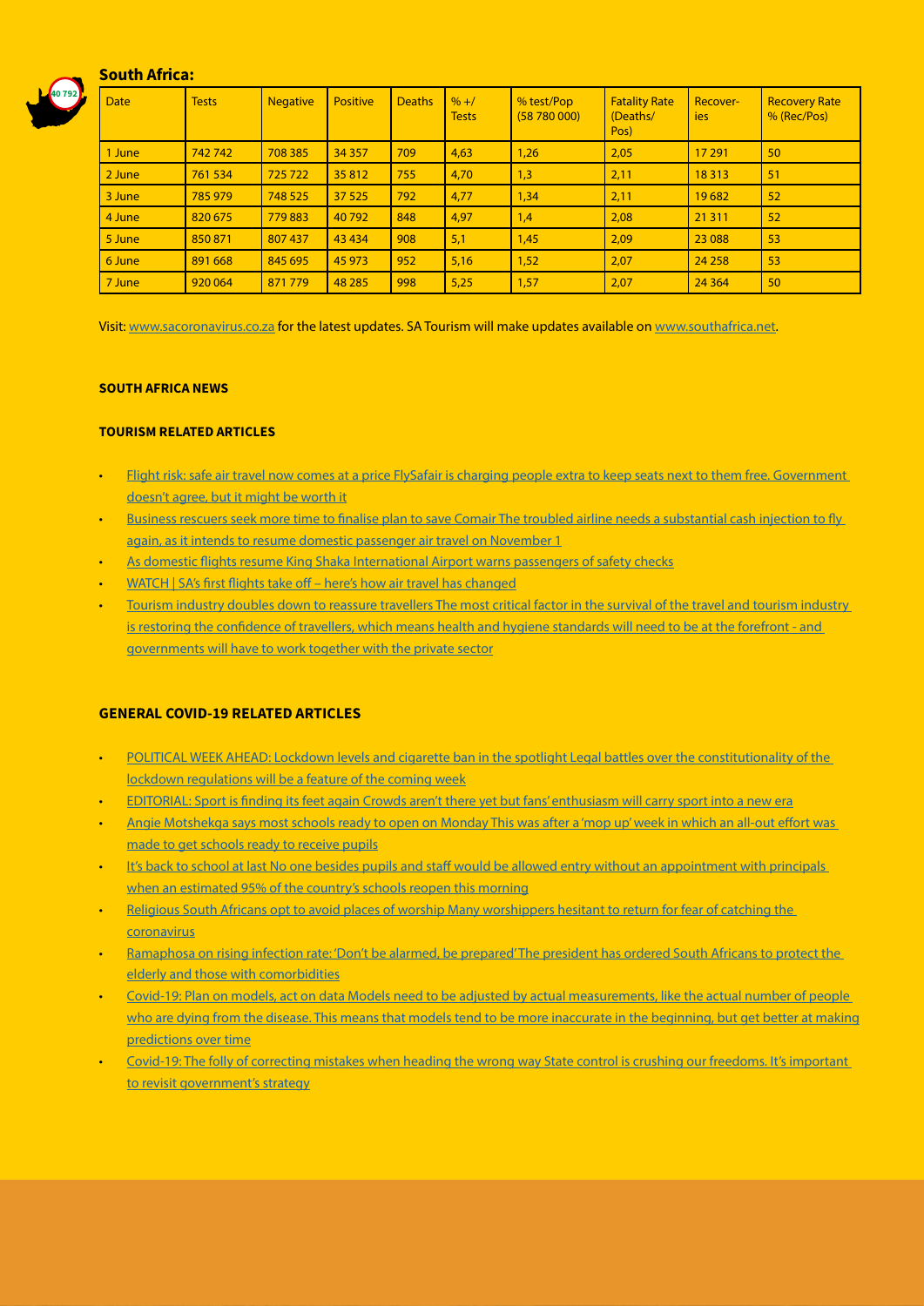## South Africa:

| Date | Tests | Negative | Positive | Deaths | % +/ Tests | % test/Pop (58 780 000) | Fatality Rate (Deaths/ Pos) | Recover-ies | Recovery Rate % (Rec/Pos) |
|---|---|---|---|---|---|---|---|---|---|
| 1 June | 742 742 | 708 385 | 34 357 | 709 | 4,63 | 1,26 | 2,05 | 17 291 | 50 |
| 2 June | 761 534 | 725 722 | 35 812 | 755 | 4,70 | 1,3 | 2,11 | 18 313 | 51 |
| 3 June | 785 979 | 748 525 | 37 525 | 792 | 4,77 | 1,34 | 2,11 | 19 682 | 52 |
| 4 June | 820 675 | 779 883 | 40 792 | 848 | 4,97 | 1,4 | 2,08 | 21 311 | 52 |
| 5 June | 850 871 | 807 437 | 43 434 | 908 | 5,1 | 1,45 | 2,09 | 23 088 | 53 |
| 6 June | 891 668 | 845 695 | 45 973 | 952 | 5,16 | 1,52 | 2,07 | 24 258 | 53 |
| 7 June | 920 064 | 871 779 | 48 285 | 998 | 5,25 | 1,57 | 2,07 | 24 364 | 50 |

Visit: www.sacoronavirus.co.za for the latest updates. SA Tourism will make updates available on www.southafrica.net.

### SOUTH AFRICA NEWS

### TOURISM RELATED ARTICLES

- Flight risk: safe air travel now comes at a price FlySafair is charging people extra to keep seats next to them free. Government doesn't agree, but it might be worth it
- Business rescuers seek more time to finalise plan to save Comair The troubled airline needs a substantial cash injection to fly again, as it intends to resume domestic passenger air travel on November 1
- As domestic flights resume King Shaka International Airport warns passengers of safety checks
- WATCH | SA's first flights take off – here's how air travel has changed
- Tourism industry doubles down to reassure travellers The most critical factor in the survival of the travel and tourism industry is restoring the confidence of travellers, which means health and hygiene standards will need to be at the forefront - and governments will have to work together with the private sector

### GENERAL COVID-19 RELATED ARTICLES

- POLITICAL WEEK AHEAD: Lockdown levels and cigarette ban in the spotlight Legal battles over the constitutionality of the lockdown regulations will be a feature of the coming week
- EDITORIAL: Sport is finding its feet again Crowds aren't there yet but fans' enthusiasm will carry sport into a new era
- Angie Motshekga says most schools ready to open on Monday This was after a 'mop up' week in which an all-out effort was made to get schools ready to receive pupils
- It's back to school at last No one besides pupils and staff would be allowed entry without an appointment with principals when an estimated 95% of the country's schools reopen this morning
- Religious South Africans opt to avoid places of worship Many worshippers hesitant to return for fear of catching the coronavirus
- Ramaphosa on rising infection rate: 'Don't be alarmed, be prepared' The president has ordered South Africans to protect the elderly and those with comorbidities
- Covid-19: Plan on models, act on data Models need to be adjusted by actual measurements, like the actual number of people who are dying from the disease. This means that models tend to be more inaccurate in the beginning, but get better at making predictions over time
- Covid-19: The folly of correcting mistakes when heading the wrong way State control is crushing our freedoms. It's important to revisit government's strategy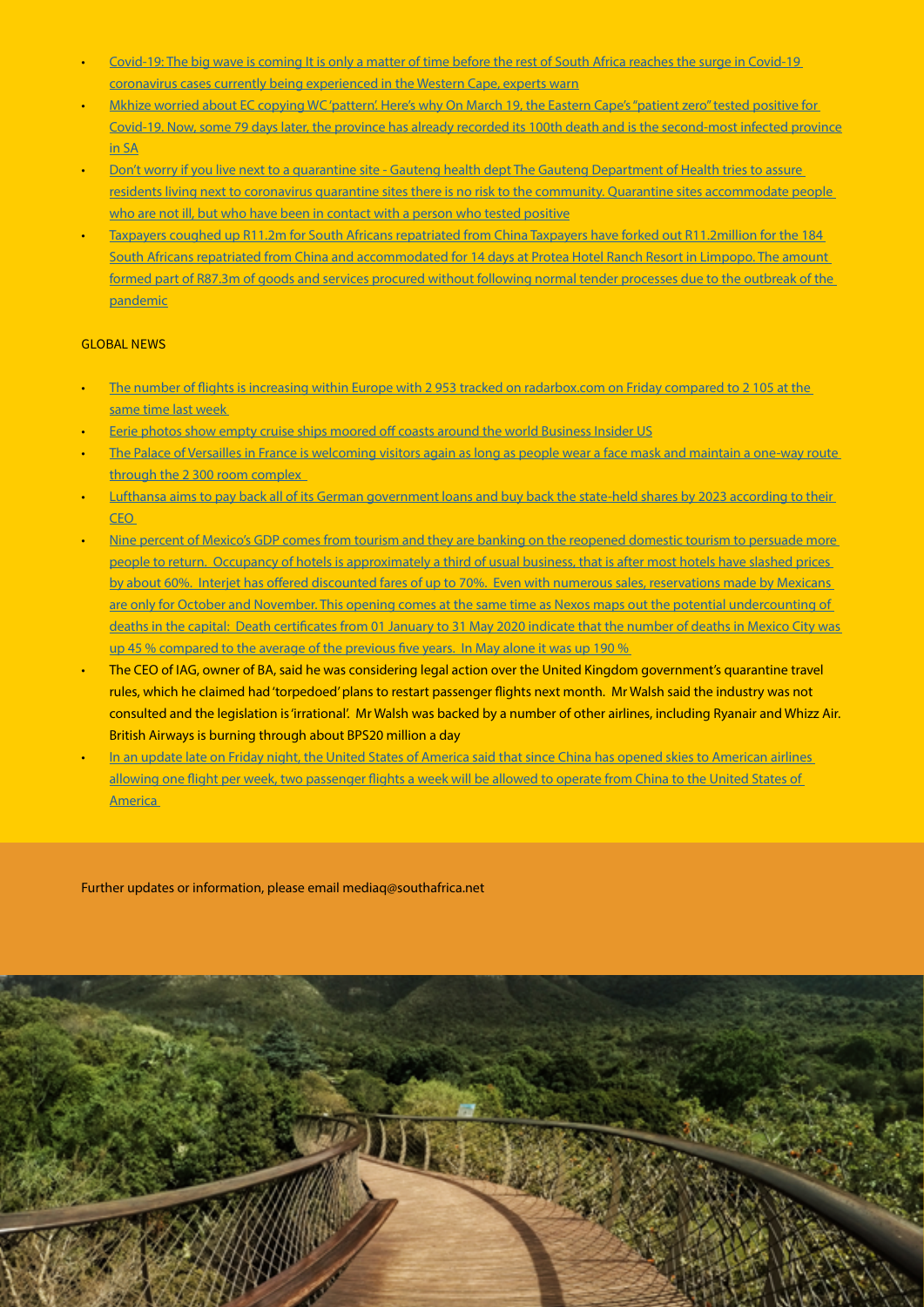- Covid-19: The big wave is coming It is only a matter of time before the rest of South Africa reaches the surge in Covid-19 coronavirus cases currently being experienced in the Western Cape, experts warn
- Mkhize worried about EC copying WC 'pattern'. Here's why On March 19, the Eastern Cape's "patient zero" tested positive for Covid-19. Now, some 79 days later, the province has already recorded its 100th death and is the second-most infected province in SA
- Don't worry if you live next to a quarantine site - Gauteng health dept The Gauteng Department of Health tries to assure residents living next to coronavirus quarantine sites there is no risk to the community. Quarantine sites accommodate people who are not ill, but who have been in contact with a person who tested positive
- Taxpayers coughed up R11.2m for South Africans repatriated from China Taxpayers have forked out R11.2million for the 184 South Africans repatriated from China and accommodated for 14 days at Protea Hotel Ranch Resort in Limpopo. The amount formed part of R87.3m of goods and services procured without following normal tender processes due to the outbreak of the pandemic

GLOBAL NEWS

- The number of flights is increasing within Europe with 2 953 tracked on radarbox.com on Friday compared to 2 105 at the same time last week
- Eerie photos show empty cruise ships moored off coasts around the world Business Insider US
- The Palace of Versailles in France is welcoming visitors again as long as people wear a face mask and maintain a one-way route through the 2 300 room complex
- Lufthansa aims to pay back all of its German government loans and buy back the state-held shares by 2023 according to their CEO
- Nine percent of Mexico's GDP comes from tourism and they are banking on the reopened domestic tourism to persuade more people to return. Occupancy of hotels is approximately a third of usual business, that is after most hotels have slashed prices by about 60%. Interjet has offered discounted fares of up to 70%. Even with numerous sales, reservations made by Mexicans are only for October and November. This opening comes at the same time as Nexos maps out the potential undercounting of deaths in the capital: Death certificates from 01 January to 31 May 2020 indicate that the number of deaths in Mexico City was up 45 % compared to the average of the previous five years. In May alone it was up 190 %
- The CEO of IAG, owner of BA, said he was considering legal action over the United Kingdom government's quarantine travel rules, which he claimed had 'torpedoed' plans to restart passenger flights next month. Mr Walsh said the industry was not consulted and the legislation is 'irrational'. Mr Walsh was backed by a number of other airlines, including Ryanair and Whizz Air. British Airways is burning through about BPS20 million a day
- In an update late on Friday night, the United States of America said that since China has opened skies to American airlines allowing one flight per week, two passenger flights a week will be allowed to operate from China to the United States of America

Further updates or information, please email mediaq@southafrica.net